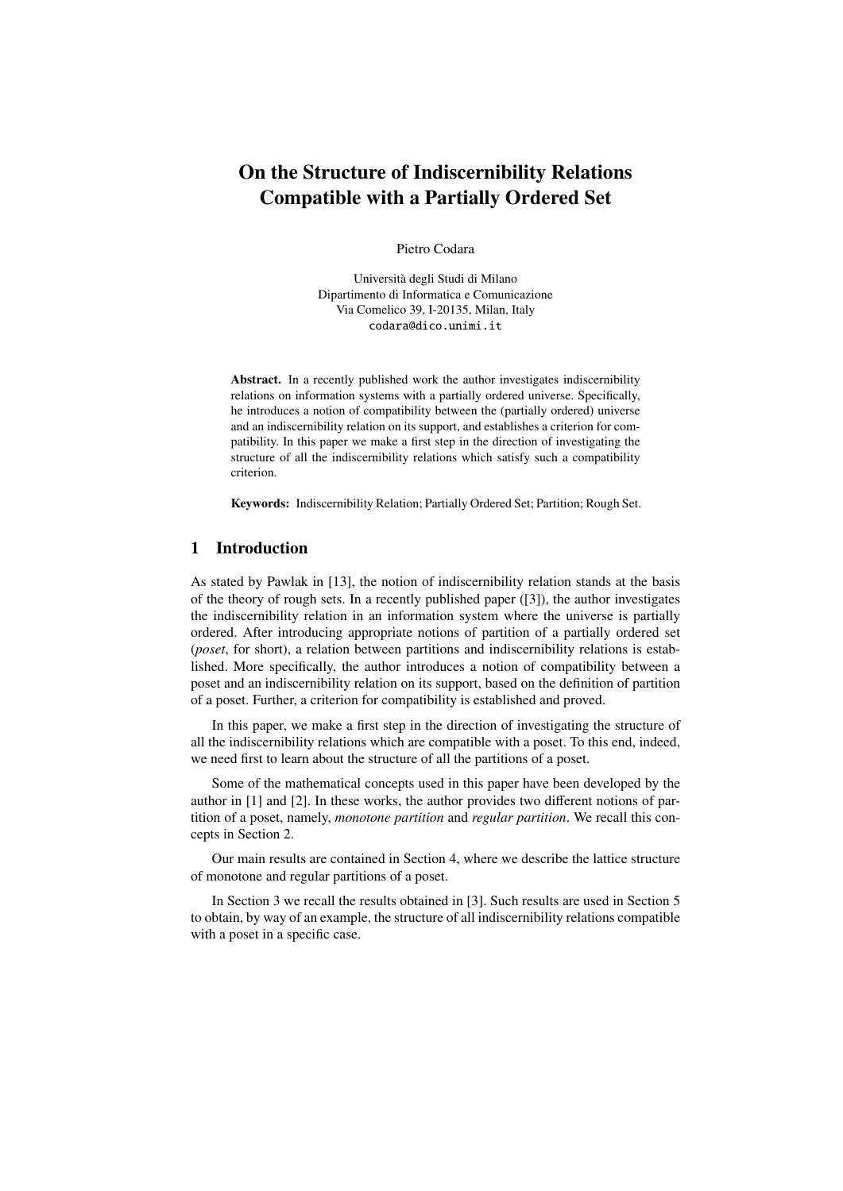# On the Structure of Indiscernibility Relations Compatible with a Partially Ordered Set

Pietro Codara

Università degli Studi di Milano
Dipartimento di Informatica e Comunicazione
Via Comelico 39, I-20135, Milan, Italy
codara@dico.unimi.it

**Abstract.** In a recently published work the author investigates indiscernibility relations on information systems with a partially ordered universe. Specifically, he introduces a notion of compatibility between the (partially ordered) universe and an indiscernibility relation on its support, and establishes a criterion for compatibility. In this paper we make a first step in the direction of investigating the structure of all the indiscernibility relations which satisfy such a compatibility criterion.

**Keywords:** Indiscernibility Relation; Partially Ordered Set; Partition; Rough Set.

## 1 Introduction

As stated by Pawlak in [13], the notion of indiscernibility relation stands at the basis of the theory of rough sets. In a recently published paper ([3]), the author investigates the indiscernibility relation in an information system where the universe is partially ordered. After introducing appropriate notions of partition of a partially ordered set (*poset*, for short), a relation between partitions and indiscernibility relations is established. More specifically, the author introduces a notion of compatibility between a poset and an indiscernibility relation on its support, based on the definition of partition of a poset. Further, a criterion for compatibility is established and proved.

In this paper, we make a first step in the direction of investigating the structure of all the indiscernibility relations which are compatible with a poset. To this end, indeed, we need first to learn about the structure of all the partitions of a poset.

Some of the mathematical concepts used in this paper have been developed by the author in [1] and [2]. In these works, the author provides two different notions of partition of a poset, namely, *monotone partition* and *regular partition*. We recall this concepts in Section 2.

Our main results are contained in Section 4, where we describe the lattice structure of monotone and regular partitions of a poset.

In Section 3 we recall the results obtained in [3]. Such results are used in Section 5 to obtain, by way of an example, the structure of all indiscernibility relations compatible with a poset in a specific case.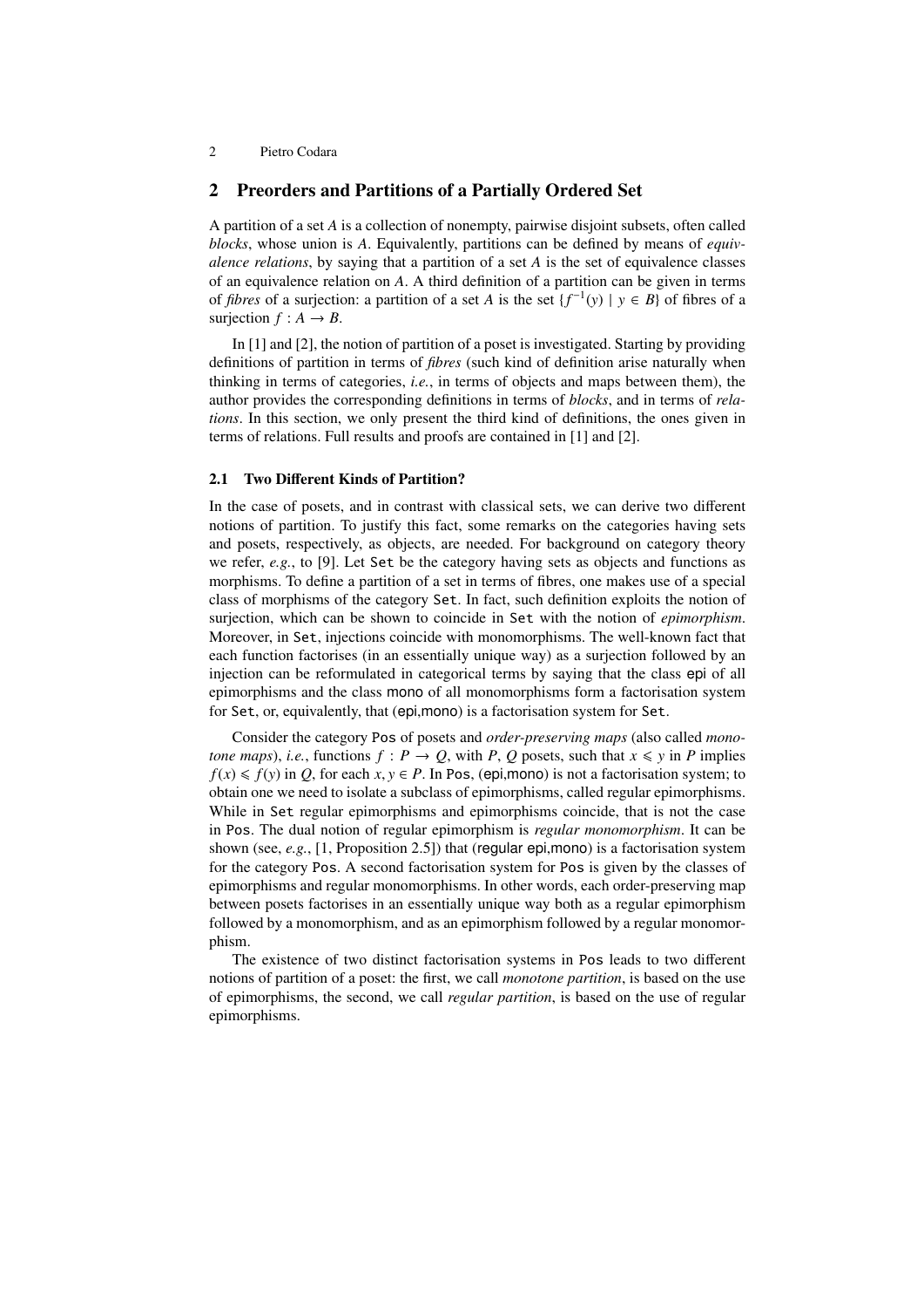## 2 Preorders and Partitions of a Partially Ordered Set

A partition of a set $A$ is a collection of nonempty, pairwise disjoint subsets, often called *blocks*, whose union is $A$. Equivalently, partitions can be defined by means of *equivalence relations*, by saying that a partition of a set $A$ is the set of equivalence classes of an equivalence relation on $A$. A third definition of a partition can be given in terms of *fibres* of a surjection: a partition of a set $A$ is the set $\{f^{-1}(y) \mid y \in B\}$ of fibres of a surjection $f : A \to B$.

In [1] and [2], the notion of partition of a poset is investigated. Starting by providing definitions of partition in terms of *fibres* (such kind of definition arise naturally when thinking in terms of categories, *i.e.*, in terms of objects and maps between them), the author provides the corresponding definitions in terms of *blocks*, and in terms of *relations*. In this section, we only present the third kind of definitions, the ones given in terms of relations. Full results and proofs are contained in [1] and [2].

### 2.1 Two Different Kinds of Partition?

In the case of posets, and in contrast with classical sets, we can derive two different notions of partition. To justify this fact, some remarks on the categories having sets and posets, respectively, as objects, are needed. For background on category theory we refer, *e.g.*, to [9]. Let Set be the category having sets as objects and functions as morphisms. To define a partition of a set in terms of fibres, one makes use of a special class of morphisms of the category Set. In fact, such definition exploits the notion of surjection, which can be shown to coincide in Set with the notion of *epimorphism*. Moreover, in Set, injections coincide with monomorphisms. The well-known fact that each function factorises (in an essentially unique way) as a surjection followed by an injection can be reformulated in categorical terms by saying that the class epi of all epimorphisms and the class mono of all monomorphisms form a factorisation system for Set, or, equivalently, that (epi,mono) is a factorisation system for Set.

Consider the category Pos of posets and *order-preserving maps* (also called *monotone maps*), *i.e.*, functions $f : P \to Q$, with $P$, $Q$ posets, such that $x \leqslant y$ in $P$ implies $f(x) \leqslant f(y)$ in $Q$, for each $x, y \in P$. In Pos, (epi,mono) is not a factorisation system; to obtain one we need to isolate a subclass of epimorphisms, called regular epimorphisms. While in Set regular epimorphisms and epimorphisms coincide, that is not the case in Pos. The dual notion of regular epimorphism is *regular monomorphism*. It can be shown (see, *e.g.*, [1, Proposition 2.5]) that (regular epi,mono) is a factorisation system for the category Pos. A second factorisation system for Pos is given by the classes of epimorphisms and regular monomorphisms. In other words, each order-preserving map between posets factorises in an essentially unique way both as a regular epimorphism followed by a monomorphism, and as an epimorphism followed by a regular monomorphism.

The existence of two distinct factorisation systems in Pos leads to two different notions of partition of a poset: the first, we call *monotone partition*, is based on the use of epimorphisms, the second, we call *regular partition*, is based on the use of regular epimorphisms.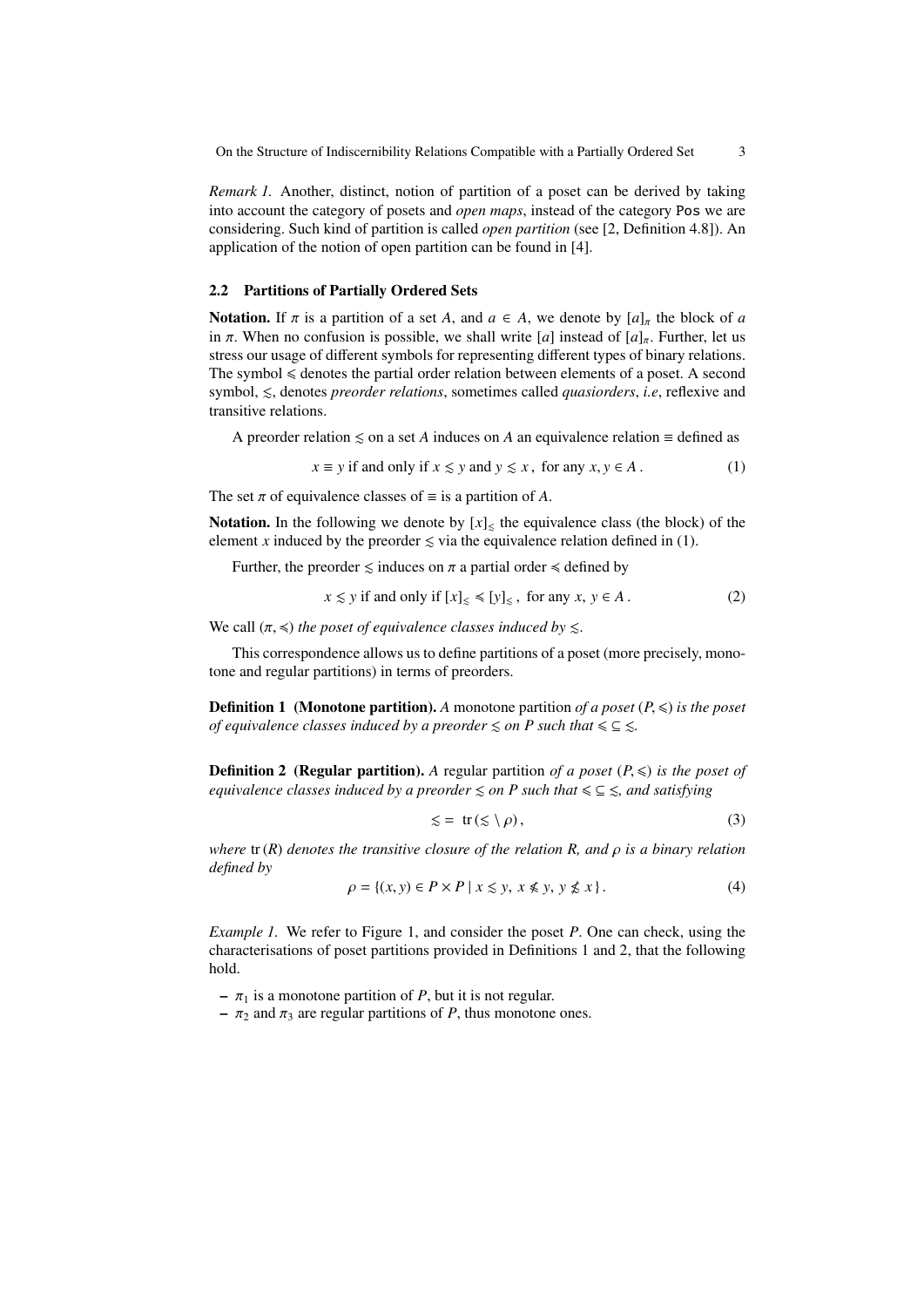*Remark 1.* Another, distinct, notion of partition of a poset can be derived by taking into account the category of posets and *open maps*, instead of the category Pos we are considering. Such kind of partition is called *open partition* (see [2, Definition 4.8]). An application of the notion of open partition can be found in [4].

### 2.2 Partitions of Partially Ordered Sets

**Notation.** If $\pi$ is a partition of a set $A$, and $a \in A$, we denote by $[a]_\pi$ the block of $a$ in $\pi$. When no confusion is possible, we shall write $[a]$ instead of $[a]_\pi$. Further, let us stress our usage of different symbols for representing different types of binary relations. The symbol $\leqslant$ denotes the partial order relation between elements of a poset. A second symbol, $\lesssim$, denotes *preorder relations*, sometimes called *quasiorders*, *i.e*, reflexive and transitive relations.

A preorder relation $\lesssim$ on a set $A$ induces on $A$ an equivalence relation $\equiv$ defined as

$$x \equiv y \text{ if and only if } x \lesssim y \text{ and } y \lesssim x\,, \text{ for any } x, y \in A\,. \tag{1}$$

The set $\pi$ of equivalence classes of $\equiv$ is a partition of $A$.

**Notation.** In the following we denote by $[x]_\lesssim$ the equivalence class (the block) of the element $x$ induced by the preorder $\lesssim$ via the equivalence relation defined in (1).

Further, the preorder $\lesssim$ induces on $\pi$ a partial order $\preccurlyeq$ defined by

$$x \lesssim y \text{ if and only if } [x]_\lesssim \preccurlyeq [y]_\lesssim\,, \text{ for any } x,\, y \in A\,. \tag{2}$$

We call $(\pi, \preccurlyeq)$ *the poset of equivalence classes induced by* $\lesssim$.

This correspondence allows us to define partitions of a poset (more precisely, monotone and regular partitions) in terms of preorders.

**Definition 1 (Monotone partition).** *A* monotone partition *of a poset* $(P, \leqslant)$ *is the poset of equivalence classes induced by a preorder* $\lesssim$ *on* $P$ *such that* $\leqslant \subseteq \lesssim$.

**Definition 2 (Regular partition).** *A* regular partition *of a poset* $(P, \leqslant)$ *is the poset of equivalence classes induced by a preorder* $\lesssim$ *on* $P$ *such that* $\leqslant \subseteq \lesssim$, *and satisfying*

$$\lesssim \,=\, \operatorname{tr}(\lesssim \setminus \rho)\,, \tag{3}$$

*where* $\operatorname{tr}(R)$ *denotes the transitive closure of the relation* $R$, *and* $\rho$ *is a binary relation defined by*

$$\rho = \{(x, y) \in P \times P \mid x \lesssim y,\; x \nleqslant y,\; y \not\lesssim x\}\,. \tag{4}$$

*Example 1.* We refer to Figure 1, and consider the poset $P$. One can check, using the characterisations of poset partitions provided in Definitions 1 and 2, that the following hold.

- $\pi_1$ is a monotone partition of $P$, but it is not regular.
- $\pi_2$ and $\pi_3$ are regular partitions of $P$, thus monotone ones.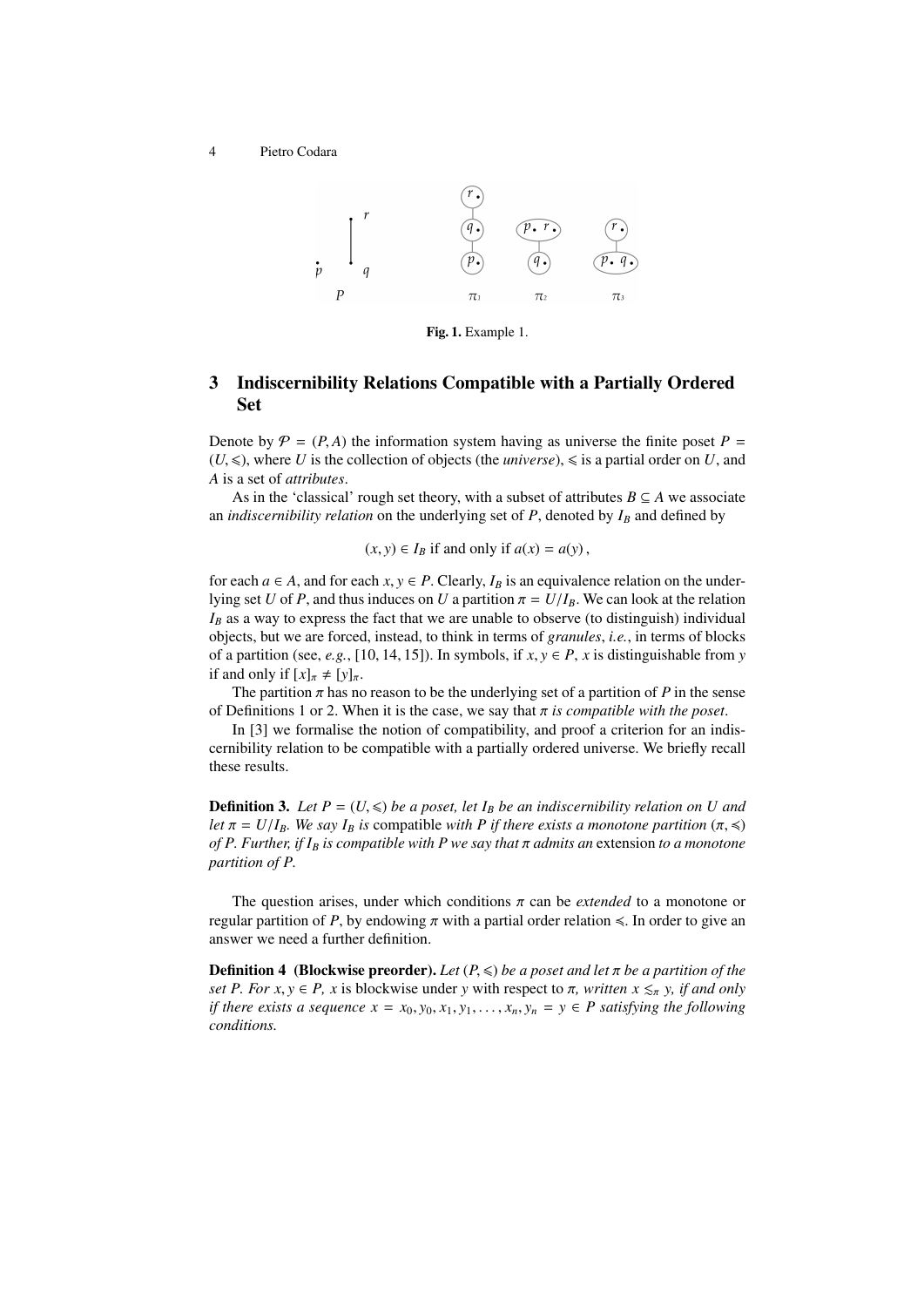**Fig. 1.** Example 1.

## 3 Indiscernibility Relations Compatible with a Partially Ordered Set

Denote by $\mathcal{P} = (P, A)$ the information system having as universe the finite poset $P = (U, \leqslant)$, where $U$ is the collection of objects (the *universe*), $\leqslant$ is a partial order on $U$, and $A$ is a set of *attributes*.

As in the 'classical' rough set theory, with a subset of attributes $B \subseteq A$ we associate an *indiscernibility relation* on the underlying set of $P$, denoted by $I_B$ and defined by

$$(x, y) \in I_B \text{ if and only if } a(x) = a(y)\,,$$

for each $a \in A$, and for each $x, y \in P$. Clearly, $I_B$ is an equivalence relation on the underlying set $U$ of $P$, and thus induces on $U$ a partition $\pi = U/I_B$. We can look at the relation $I_B$ as a way to express the fact that we are unable to observe (to distinguish) individual objects, but we are forced, instead, to think in terms of *granules*, *i.e.*, in terms of blocks of a partition (see, *e.g.*, [10, 14, 15]). In symbols, if $x, y \in P$, $x$ is distinguishable from $y$ if and only if $[x]_\pi \neq [y]_\pi$.

The partition $\pi$ has no reason to be the underlying set of a partition of $P$ in the sense of Definitions 1 or 2. When it is the case, we say that $\pi$ *is compatible with the poset*.

In [3] we formalise the notion of compatibility, and proof a criterion for an indiscernibility relation to be compatible with a partially ordered universe. We briefly recall these results.

**Definition 3.** *Let $P = (U, \leqslant)$ be a poset, let $I_B$ be an indiscernibility relation on $U$ and let $\pi = U/I_B$. We say $I_B$ is* compatible *with $P$ if there exists a monotone partition $(\pi, \preccurlyeq)$ of $P$. Further, if $I_B$ is compatible with $P$ we say that $\pi$ admits an* extension *to a monotone partition of $P$.*

The question arises, under which conditions $\pi$ can be *extended* to a monotone or regular partition of $P$, by endowing $\pi$ with a partial order relation $\preccurlyeq$. In order to give an answer we need a further definition.

**Definition 4 (Blockwise preorder).** *Let $(P, \leqslant)$ be a poset and let $\pi$ be a partition of the set $P$. For $x, y \in P$, $x$ is* blockwise under *$y$ with respect to $\pi$, written $x \lesssim_\pi y$, if and only if there exists a sequence $x = x_0, y_0, x_1, y_1, \ldots, x_n, y_n = y \in P$ satisfying the following conditions.*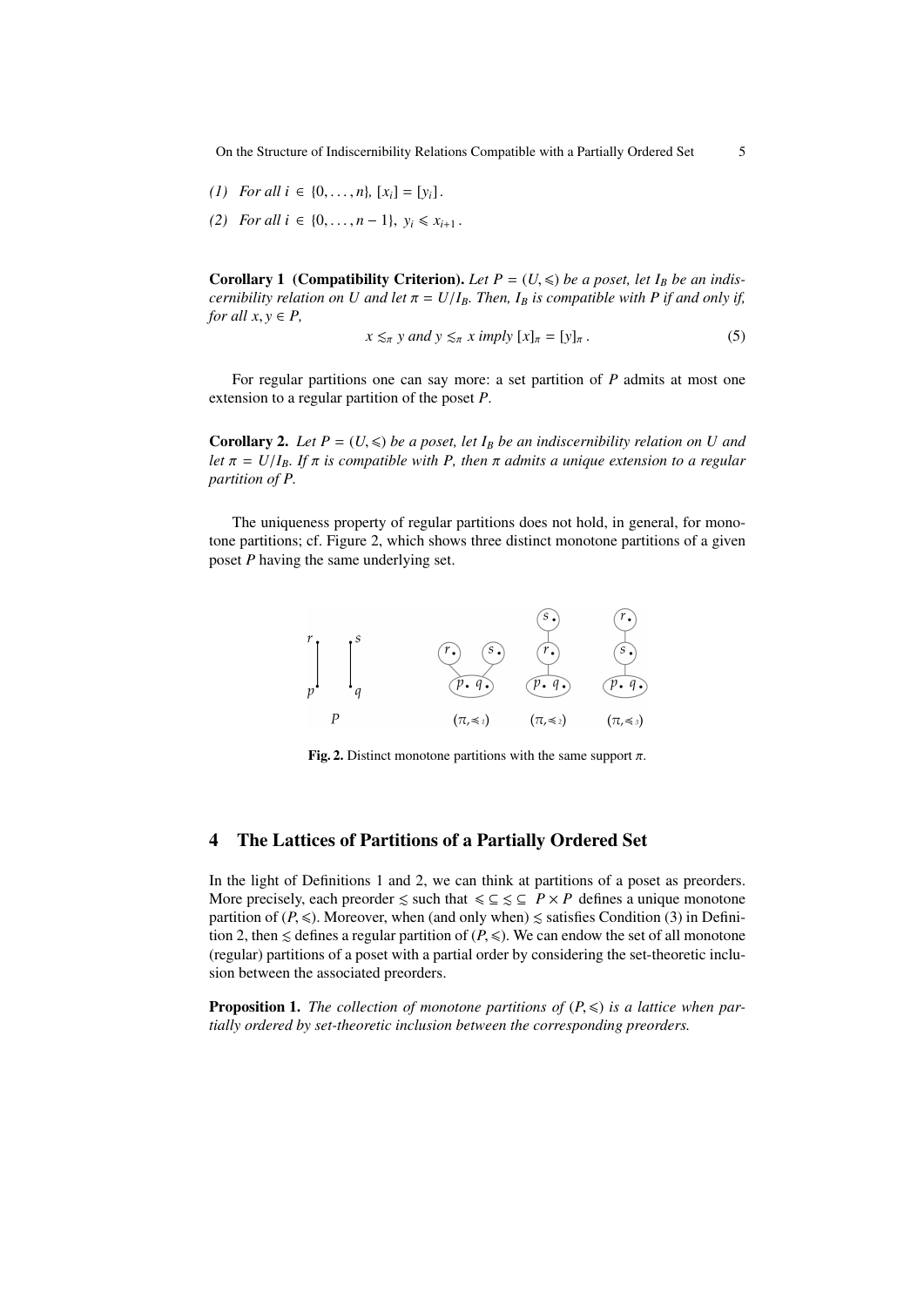*(1)* *For all* $i \in \{0, \ldots, n\}$, $[x_i] = [y_i]$.

*(2)* *For all* $i \in \{0, \ldots, n-1\}$, $y_i \leqslant x_{i+1}$.

**Corollary 1 (Compatibility Criterion).** *Let* $P = (U, \leqslant)$ *be a poset, let* $I_B$ *be an indiscernibility relation on* $U$ *and let* $\pi = U/I_B$*. Then,* $I_B$ *is compatible with* $P$ *if and only if, for all* $x, y \in P$,

$$x \lesssim_\pi y \text{ and } y \lesssim_\pi x \text{ imply } [x]_\pi = [y]_\pi\,. \tag{5}$$

For regular partitions one can say more: a set partition of $P$ admits at most one extension to a regular partition of the poset $P$.

**Corollary 2.** *Let* $P = (U, \leqslant)$ *be a poset, let* $I_B$ *be an indiscernibility relation on* $U$ *and let* $\pi = U/I_B$*. If* $\pi$ *is compatible with* $P$*, then* $\pi$ *admits a unique extension to a regular partition of* $P$*.*

The uniqueness property of regular partitions does not hold, in general, for monotone partitions; cf. Figure 2, which shows three distinct monotone partitions of a given poset $P$ having the same underlying set.

**Fig. 2.** Distinct monotone partitions with the same support $\pi$.

## 4 The Lattices of Partitions of a Partially Ordered Set

In the light of Definitions 1 and 2, we can think at partitions of a poset as preorders. More precisely, each preorder $\lesssim$ such that $\leqslant \subseteq \lesssim \subseteq P \times P$ defines a unique monotone partition of $(P, \leqslant)$. Moreover, when (and only when) $\lesssim$ satisfies Condition (3) in Definition 2, then $\lesssim$ defines a regular partition of $(P, \leqslant)$. We can endow the set of all monotone (regular) partitions of a poset with a partial order by considering the set-theoretic inclusion between the associated preorders.

**Proposition 1.** *The collection of monotone partitions of* $(P, \leqslant)$ *is a lattice when partially ordered by set-theoretic inclusion between the corresponding preorders.*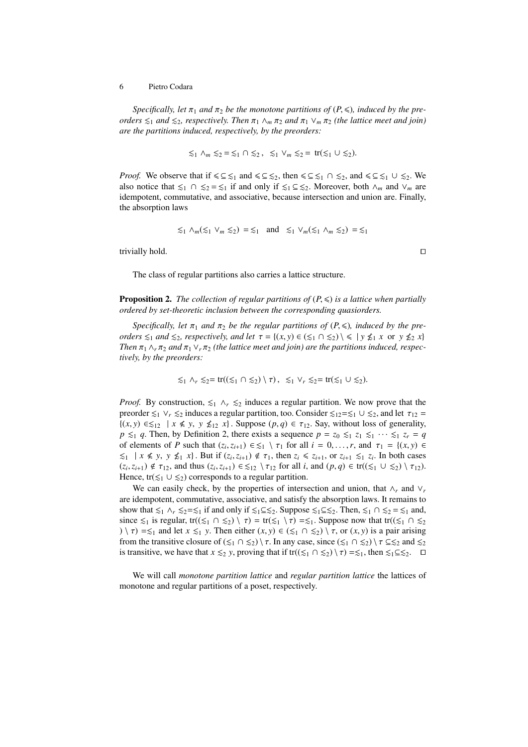*Specifically, let $\pi_1$ and $\pi_2$ be the monotone partitions of $(P, \leqslant)$, induced by the preorders $\lesssim_1$ and $\lesssim_2$, respectively. Then $\pi_1 \wedge_m \pi_2$ and $\pi_1 \vee_m \pi_2$ (the lattice meet and join) are the partitions induced, respectively, by the preorders:*

$$\lesssim_1 \wedge_m \lesssim_2 = \lesssim_1 \cap \lesssim_2, \quad \lesssim_1 \vee_m \lesssim_2 = \operatorname{tr}(\lesssim_1 \cup \lesssim_2).$$

*Proof.* We observe that if $\leqslant \subseteq \lesssim_1$ and $\leqslant \subseteq \lesssim_2$, then $\leqslant \subseteq \lesssim_1 \cap \lesssim_2$, and $\leqslant \subseteq \lesssim_1 \cup \lesssim_2$. We also notice that $\lesssim_1 \cap \lesssim_2 = \lesssim_1$ if and only if $\lesssim_1 \subseteq \lesssim_2$. Moreover, both $\wedge_m$ and $\vee_m$ are idempotent, commutative, and associative, because intersection and union are. Finally, the absorption laws

$$\lesssim_1 \wedge_m (\lesssim_1 \vee_m \lesssim_2) = \lesssim_1 \quad \text{and} \quad \lesssim_1 \vee_m (\lesssim_1 \wedge_m \lesssim_2) = \lesssim_1$$

trivially hold. ◻

The class of regular partitions also carries a lattice structure.

**Proposition 2.** *The collection of regular partitions of $(P, \leqslant)$ is a lattice when partially ordered by set-theoretic inclusion between the corresponding quasiorders.*

*Specifically, let $\pi_1$ and $\pi_2$ be the regular partitions of $(P, \leqslant)$, induced by the preorders $\lesssim_1$ and $\lesssim_2$, respectively, and let $\tau = \{(x,y) \in (\lesssim_1 \cap \lesssim_2) \setminus \leqslant \mid y \not\lesssim_1 x \text{ or } y \not\lesssim_2 x\}$ Then $\pi_1 \wedge_r \pi_2$ and $\pi_1 \vee_r \pi_2$ (the lattice meet and join) are the partitions induced, respectively, by the preorders:*

$$\lesssim_1 \wedge_r \lesssim_2 = \operatorname{tr}((\lesssim_1 \cap \lesssim_2) \setminus \tau), \quad \lesssim_1 \vee_r \lesssim_2 = \operatorname{tr}(\lesssim_1 \cup \lesssim_2).$$

*Proof.* By construction, $\lesssim_1 \wedge_r \lesssim_2$ induces a regular partition. We now prove that the preorder $\lesssim_1 \vee_r \lesssim_2$ induces a regular partition, too. Consider $\lesssim_{12} = \lesssim_1 \cup \lesssim_2$, and let $\tau_{12} = \{(x,y) \in \lesssim_{12} \mid x \nleqslant y,\ y \not\lesssim_{12} x\}$. Suppose $(p,q) \in \tau_{12}$. Say, without loss of generality, $p \lesssim_1 q$. Then, by Definition 2, there exists a sequence $p = z_0 \lesssim_1 z_1 \lesssim_1 \cdots \lesssim_1 z_r = q$ of elements of $P$ such that $(z_i, z_{i+1}) \in \lesssim_1 \setminus \tau_1$ for all $i = 0, \ldots, r$, and $\tau_1 = \{(x,y) \in \lesssim_1 \mid x \nleqslant y,\ y \not\lesssim_1 x\}$. But if $(z_i, z_{i+1}) \notin \tau_1$, then $z_i \leqslant z_{i+1}$, or $z_{i+1} \lesssim_1 z_i$. In both cases $(z_i, z_{i+1}) \notin \tau_{12}$, and thus $(z_i, z_{i+1}) \in \lesssim_{12} \setminus \tau_{12}$ for all $i$, and $(p,q) \in \operatorname{tr}((\lesssim_1 \cup \lesssim_2) \setminus \tau_{12})$. Hence, $\operatorname{tr}(\lesssim_1 \cup \lesssim_2)$ corresponds to a regular partition.

We can easily check, by the properties of intersection and union, that $\wedge_r$ and $\vee_r$ are idempotent, commutative, associative, and satisfy the absorption laws. It remains to show that $\lesssim_1 \wedge_r \lesssim_2 = \lesssim_1$ if and only if $\lesssim_1 \subseteq \lesssim_2$. Suppose $\lesssim_1 \subseteq \lesssim_2$. Then, $\lesssim_1 \cap \lesssim_2 = \lesssim_1$ and, since $\lesssim_1$ is regular, $\operatorname{tr}((\lesssim_1 \cap \lesssim_2) \setminus \tau) = \operatorname{tr}(\lesssim_1 \setminus \tau) = \lesssim_1$. Suppose now that $\operatorname{tr}((\lesssim_1 \cap \lesssim_2) \setminus \tau) = \lesssim_1$ and let $x \lesssim_1 y$. Then either $(x,y) \in (\lesssim_1 \cap \lesssim_2) \setminus \tau$, or $(x,y)$ is a pair arising from the transitive closure of $(\lesssim_1 \cap \lesssim_2) \setminus \tau$. In any case, since $(\lesssim_1 \cap \lesssim_2) \setminus \tau \subseteq \lesssim_2$ and $\lesssim_2$ is transitive, we have that $x \lesssim_2 y$, proving that if $\operatorname{tr}((\lesssim_1 \cap \lesssim_2) \setminus \tau) = \lesssim_1$, then $\lesssim_1 \subseteq \lesssim_2$. ◻

We will call *monotone partition lattice* and *regular partition lattice* the lattices of monotone and regular partitions of a poset, respectively.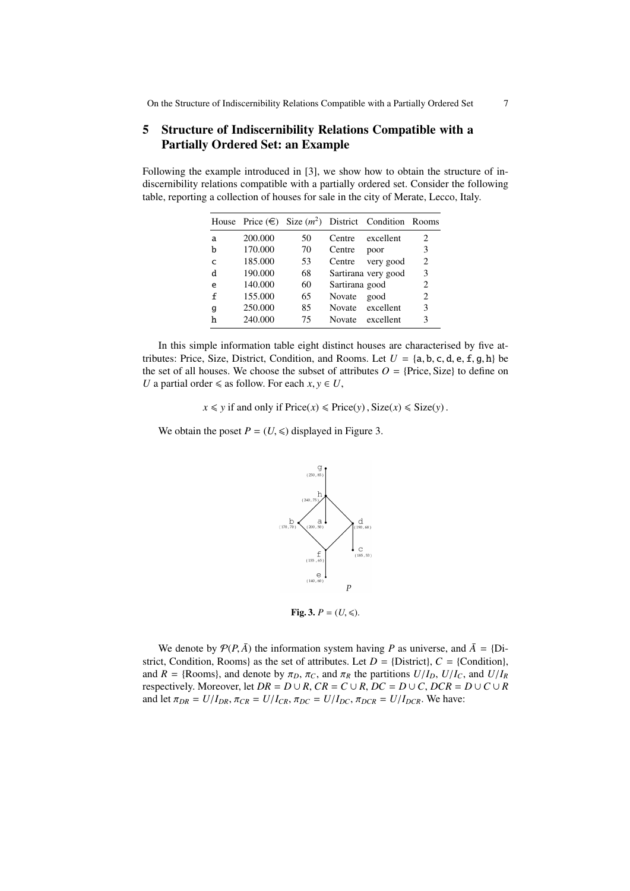## 5 Structure of Indiscernibility Relations Compatible with a Partially Ordered Set: an Example

Following the example introduced in [3], we show how to obtain the structure of indiscernibility relations compatible with a partially ordered set. Consider the following table, reporting a collection of houses for sale in the city of Merate, Lecco, Italy.

| House | Price (€) | Size ($m^2$) | District | Condition | Rooms |
|---|---|---|---|---|---|
| a | 200.000 | 50 | Centre | excellent | 2 |
| b | 170.000 | 70 | Centre | poor | 3 |
| c | 185.000 | 53 | Centre | very good | 2 |
| d | 190.000 | 68 | Sartirana | very good | 3 |
| e | 140.000 | 60 | Sartirana | good | 2 |
| f | 155.000 | 65 | Novate | good | 2 |
| g | 250.000 | 85 | Novate | excellent | 3 |
| h | 240.000 | 75 | Novate | excellent | 3 |

In this simple information table eight distinct houses are characterised by five attributes: Price, Size, District, Condition, and Rooms. Let $U = \{a, b, c, d, e, f, g, h\}$ be the set of all houses. We choose the subset of attributes $O = \{\text{Price}, \text{Size}\}$ to define on $U$ a partial order $\leqslant$ as follow. For each $x, y \in U$,

$$x \leqslant y \text{ if and only if } \text{Price}(x) \leqslant \text{Price}(y)\,, \text{Size}(x) \leqslant \text{Size}(y)\,.$$

We obtain the poset $P = (U, \leqslant)$ displayed in Figure 3.

**Fig. 3.** $P = (U, \leqslant)$.

We denote by $\mathcal{P}(P, \bar{A})$ the information system having $P$ as universe, and $\bar{A} = \{\text{District, Condition, Rooms}\}$ as the set of attributes. Let $D = \{\text{District}\}$, $C = \{\text{Condition}\}$, and $R = \{\text{Rooms}\}$, and denote by $\pi_D$, $\pi_C$, and $\pi_R$ the partitions $U/I_D$, $U/I_C$, and $U/I_R$ respectively. Moreover, let $DR = D \cup R$, $CR = C \cup R$, $DC = D \cup C$, $DCR = D \cup C \cup R$ and let $\pi_{DR} = U/I_{DR}$, $\pi_{CR} = U/I_{CR}$, $\pi_{DC} = U/I_{DC}$, $\pi_{DCR} = U/I_{DCR}$. We have: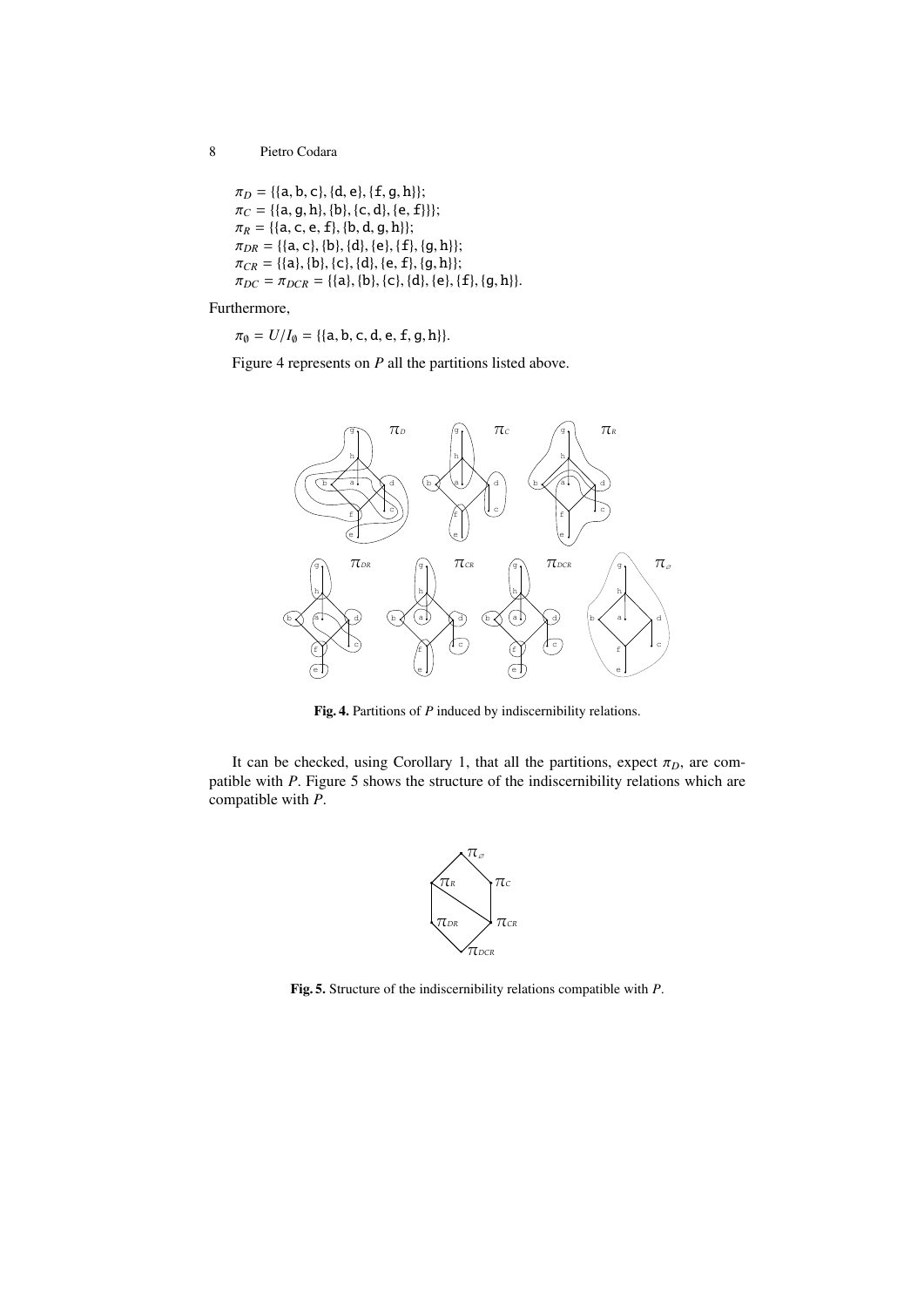$\pi_D = \{\{a, b, c\}, \{d, e\}, \{f, g, h\}\}$;
$\pi_C = \{\{a, g, h\}, \{b\}, \{c, d\}, \{e, f\}\}$;
$\pi_R = \{\{a, c, e, f\}, \{b, d, g, h\}\}$;
$\pi_{DR} = \{\{a, c\}, \{b\}, \{d\}, \{e\}, \{f\}, \{g, h\}\}$;
$\pi_{CR} = \{\{a\}, \{b\}, \{c\}, \{d\}, \{e, f\}, \{g, h\}\}$;
$\pi_{DC} = \pi_{DCR} = \{\{a\}, \{b\}, \{c\}, \{d\}, \{e\}, \{f\}, \{g, h\}\}$.

Furthermore,

$\pi_\emptyset = U/I_\emptyset = \{\{a, b, c, d, e, f, g, h\}\}$.

Figure 4 represents on $P$ all the partitions listed above.

**Fig. 4.** Partitions of $P$ induced by indiscernibility relations.

It can be checked, using Corollary 1, that all the partitions, expect $\pi_D$, are compatible with $P$. Figure 5 shows the structure of the indiscernibility relations which are compatible with $P$.

**Fig. 5.** Structure of the indiscernibility relations compatible with $P$.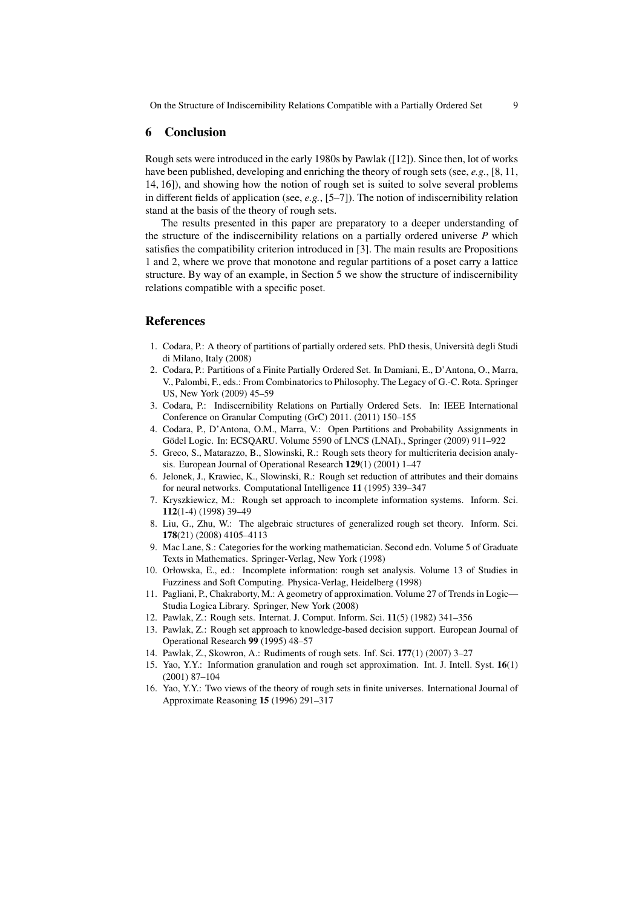## 6 Conclusion

Rough sets were introduced in the early 1980s by Pawlak ([12]). Since then, lot of works have been published, developing and enriching the theory of rough sets (see, *e.g.*, [8, 11, 14, 16]), and showing how the notion of rough set is suited to solve several problems in different fields of application (see, *e.g.*, [5–7]). The notion of indiscernibility relation stand at the basis of the theory of rough sets.

The results presented in this paper are preparatory to a deeper understanding of the structure of the indiscernibility relations on a partially ordered universe $P$ which satisfies the compatibility criterion introduced in [3]. The main results are Propositions 1 and 2, where we prove that monotone and regular partitions of a poset carry a lattice structure. By way of an example, in Section 5 we show the structure of indiscernibility relations compatible with a specific poset.

## References

1. Codara, P.: A theory of partitions of partially ordered sets. PhD thesis, Università degli Studi di Milano, Italy (2008)
2. Codara, P.: Partitions of a Finite Partially Ordered Set. In Damiani, E., D'Antona, O., Marra, V., Palombi, F., eds.: From Combinatorics to Philosophy. The Legacy of G.-C. Rota. Springer US, New York (2009) 45–59
3. Codara, P.: Indiscernibility Relations on Partially Ordered Sets. In: IEEE International Conference on Granular Computing (GrC) 2011. (2011) 150–155
4. Codara, P., D'Antona, O.M., Marra, V.: Open Partitions and Probability Assignments in Gödel Logic. In: ECSQARU. Volume 5590 of LNCS (LNAI)., Springer (2009) 911–922
5. Greco, S., Matarazzo, B., Slowinski, R.: Rough sets theory for multicriteria decision analysis. European Journal of Operational Research **129**(1) (2001) 1–47
6. Jelonek, J., Krawiec, K., Slowinski, R.: Rough set reduction of attributes and their domains for neural networks. Computational Intelligence **11** (1995) 339–347
7. Kryszkiewicz, M.: Rough set approach to incomplete information systems. Inform. Sci. **112**(1-4) (1998) 39–49
8. Liu, G., Zhu, W.: The algebraic structures of generalized rough set theory. Inform. Sci. **178**(21) (2008) 4105–4113
9. Mac Lane, S.: Categories for the working mathematician. Second edn. Volume 5 of Graduate Texts in Mathematics. Springer-Verlag, New York (1998)
10. Orłowska, E., ed.: Incomplete information: rough set analysis. Volume 13 of Studies in Fuzziness and Soft Computing. Physica-Verlag, Heidelberg (1998)
11. Pagliani, P., Chakraborty, M.: A geometry of approximation. Volume 27 of Trends in Logic—Studia Logica Library. Springer, New York (2008)
12. Pawlak, Z.: Rough sets. Internat. J. Comput. Inform. Sci. **11**(5) (1982) 341–356
13. Pawlak, Z.: Rough set approach to knowledge-based decision support. European Journal of Operational Research **99** (1995) 48–57
14. Pawlak, Z., Skowron, A.: Rudiments of rough sets. Inf. Sci. **177**(1) (2007) 3–27
15. Yao, Y.Y.: Information granulation and rough set approximation. Int. J. Intell. Syst. **16**(1) (2001) 87–104
16. Yao, Y.Y.: Two views of the theory of rough sets in finite universes. International Journal of Approximate Reasoning **15** (1996) 291–317